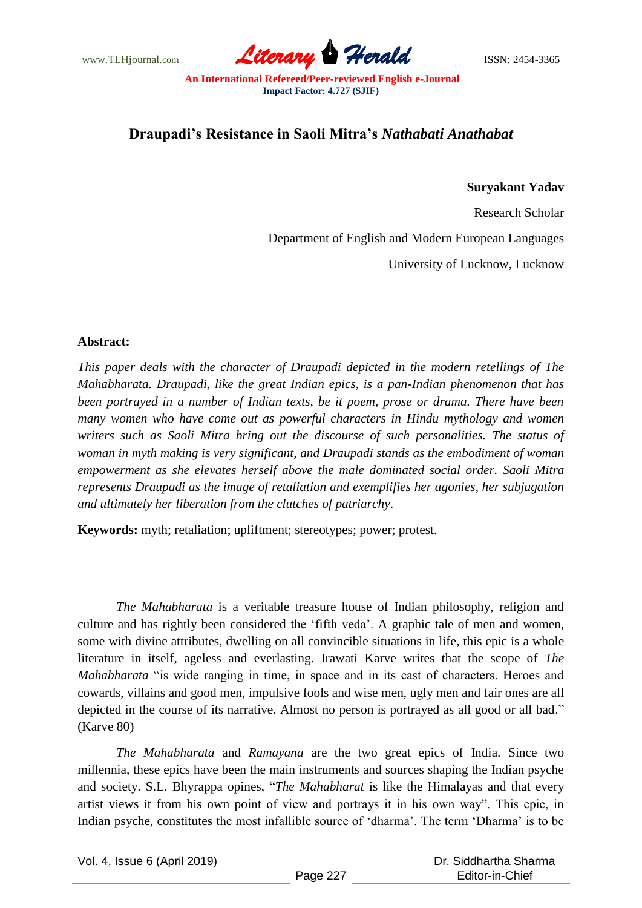# Draupadi's Resistance in Saoli Mitra's *Nathabati Anathabat*

**Suryakant Yadav**

Research Scholar

Department of English and Modern European Languages

University of Lucknow, Lucknow

**Abstract:**

*This paper deals with the character of Draupadi depicted in the modern retellings of The Mahabharata. Draupadi, like the great Indian epics, is a pan-Indian phenomenon that has been portrayed in a number of Indian texts, be it poem, prose or drama. There have been many women who have come out as powerful characters in Hindu mythology and women writers such as Saoli Mitra bring out the discourse of such personalities. The status of woman in myth making is very significant, and Draupadi stands as the embodiment of woman empowerment as she elevates herself above the male dominated social order. Saoli Mitra represents Draupadi as the image of retaliation and exemplifies her agonies, her subjugation and ultimately her liberation from the clutches of patriarchy.*

**Keywords:** myth; retaliation; upliftment; stereotypes; power; protest.

*The Mahabharata* is a veritable treasure house of Indian philosophy, religion and culture and has rightly been considered the 'fifth veda'. A graphic tale of men and women, some with divine attributes, dwelling on all convincible situations in life, this epic is a whole literature in itself, ageless and everlasting. Irawati Karve writes that the scope of *The Mahabharata* "is wide ranging in time, in space and in its cast of characters. Heroes and cowards, villains and good men, impulsive fools and wise men, ugly men and fair ones are all depicted in the course of its narrative. Almost no person is portrayed as all good or all bad." (Karve 80)

*The Mahabharata* and *Ramayana* are the two great epics of India. Since two millennia, these epics have been the main instruments and sources shaping the Indian psyche and society. S.L. Bhyrappa opines, "*The Mahabharat* is like the Himalayas and that every artist views it from his own point of view and portrays it in his own way". This epic, in Indian psyche, constitutes the most infallible source of 'dharma'. The term 'Dharma' is to be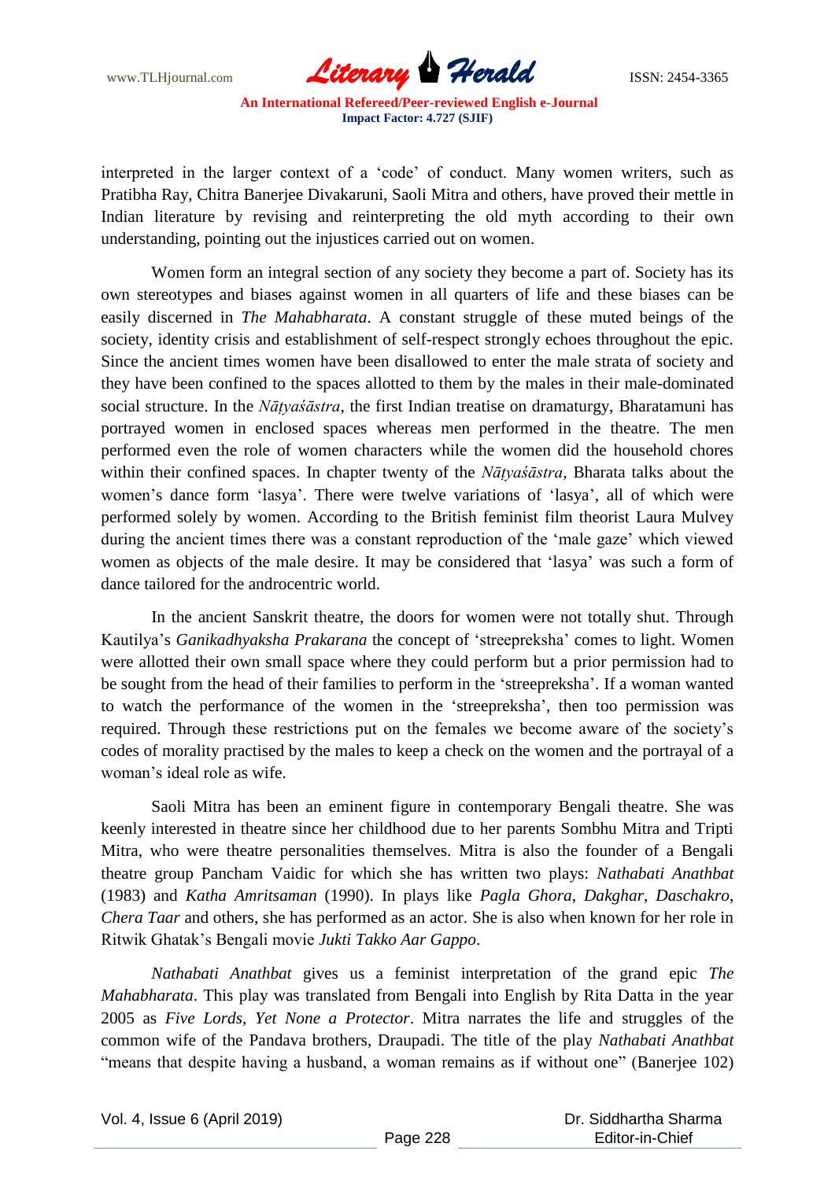interpreted in the larger context of a 'code' of conduct. Many women writers, such as Pratibha Ray, Chitra Banerjee Divakaruni, Saoli Mitra and others, have proved their mettle in Indian literature by revising and reinterpreting the old myth according to their own understanding, pointing out the injustices carried out on women.

Women form an integral section of any society they become a part of. Society has its own stereotypes and biases against women in all quarters of life and these biases can be easily discerned in *The Mahabharata*. A constant struggle of these muted beings of the society, identity crisis and establishment of self-respect strongly echoes throughout the epic. Since the ancient times women have been disallowed to enter the male strata of society and they have been confined to the spaces allotted to them by the males in their male-dominated social structure. In the *Nāṭyaśāstra*, the first Indian treatise on dramaturgy, Bharatamuni has portrayed women in enclosed spaces whereas men performed in the theatre. The men performed even the role of women characters while the women did the household chores within their confined spaces. In chapter twenty of the *Nāṭyaśāstra,* Bharata talks about the women's dance form 'lasya'. There were twelve variations of 'lasya', all of which were performed solely by women. According to the British feminist film theorist Laura Mulvey during the ancient times there was a constant reproduction of the 'male gaze' which viewed women as objects of the male desire. It may be considered that 'lasya' was such a form of dance tailored for the androcentric world.

In the ancient Sanskrit theatre, the doors for women were not totally shut. Through Kautilya's *Ganikadhyaksha Prakarana* the concept of 'streepreksha' comes to light. Women were allotted their own small space where they could perform but a prior permission had to be sought from the head of their families to perform in the 'streepreksha'. If a woman wanted to watch the performance of the women in the 'streepreksha', then too permission was required. Through these restrictions put on the females we become aware of the society's codes of morality practised by the males to keep a check on the women and the portrayal of a woman's ideal role as wife.

Saoli Mitra has been an eminent figure in contemporary Bengali theatre. She was keenly interested in theatre since her childhood due to her parents Sombhu Mitra and Tripti Mitra, who were theatre personalities themselves. Mitra is also the founder of a Bengali theatre group Pancham Vaidic for which she has written two plays: *Nathabati Anathbat* (1983) and *Katha Amritsaman* (1990). In plays like *Pagla Ghora*, *Dakghar*, *Daschakro*, *Chera Taar* and others, she has performed as an actor. She is also when known for her role in Ritwik Ghatak's Bengali movie *Jukti Takko Aar Gappo*.

*Nathabati Anathbat* gives us a feminist interpretation of the grand epic *The Mahabharata*. This play was translated from Bengali into English by Rita Datta in the year 2005 as *Five Lords, Yet None a Protector*. Mitra narrates the life and struggles of the common wife of the Pandava brothers, Draupadi. The title of the play *Nathabati Anathbat* "means that despite having a husband, a woman remains as if without one" (Banerjee 102)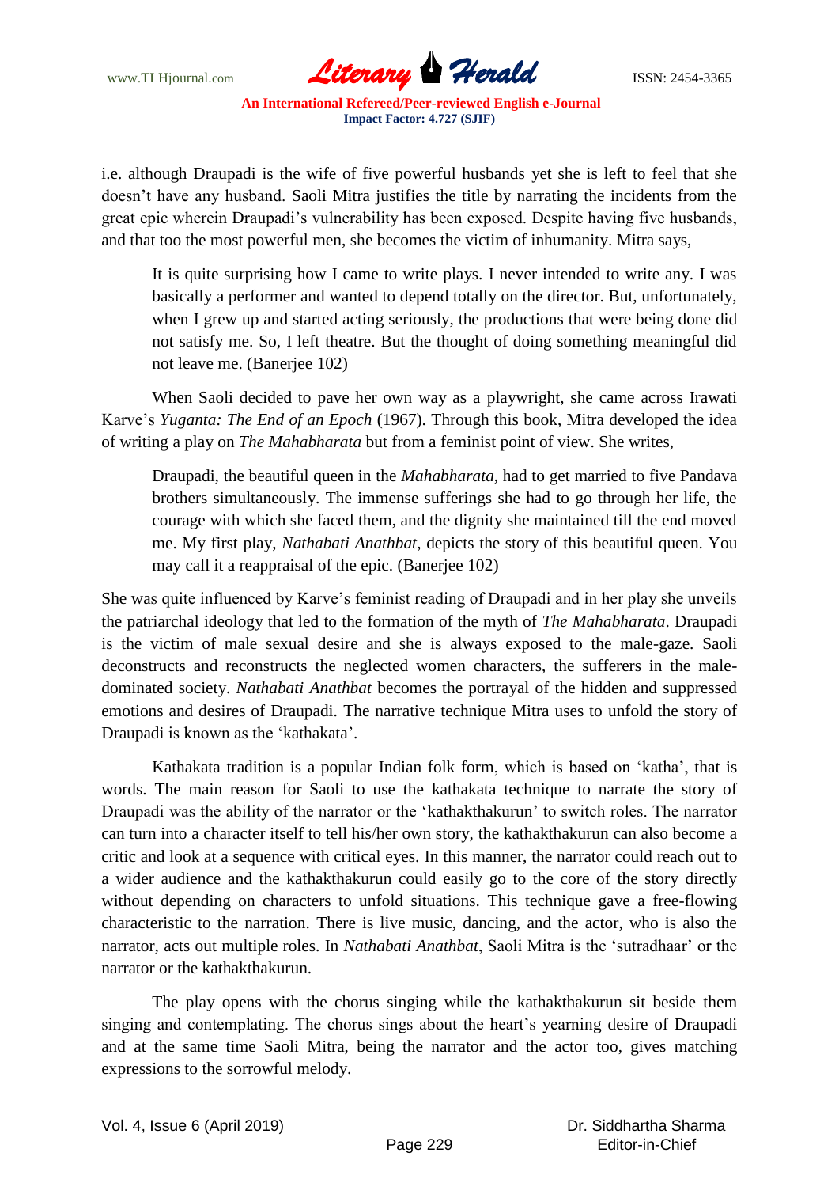i.e. although Draupadi is the wife of five powerful husbands yet she is left to feel that she doesn't have any husband. Saoli Mitra justifies the title by narrating the incidents from the great epic wherein Draupadi's vulnerability has been exposed. Despite having five husbands, and that too the most powerful men, she becomes the victim of inhumanity. Mitra says,

> It is quite surprising how I came to write plays. I never intended to write any. I was basically a performer and wanted to depend totally on the director. But, unfortunately, when I grew up and started acting seriously, the productions that were being done did not satisfy me. So, I left theatre. But the thought of doing something meaningful did not leave me. (Banerjee 102)

When Saoli decided to pave her own way as a playwright, she came across Irawati Karve's *Yuganta: The End of an Epoch* (1967). Through this book, Mitra developed the idea of writing a play on *The Mahabharata* but from a feminist point of view. She writes,

> Draupadi, the beautiful queen in the *Mahabharata*, had to get married to five Pandava brothers simultaneously. The immense sufferings she had to go through her life, the courage with which she faced them, and the dignity she maintained till the end moved me. My first play, *Nathabati Anathbat*, depicts the story of this beautiful queen. You may call it a reappraisal of the epic. (Banerjee 102)

She was quite influenced by Karve's feminist reading of Draupadi and in her play she unveils the patriarchal ideology that led to the formation of the myth of *The Mahabharata*. Draupadi is the victim of male sexual desire and she is always exposed to the male-gaze. Saoli deconstructs and reconstructs the neglected women characters, the sufferers in the male-dominated society. *Nathabati Anathbat* becomes the portrayal of the hidden and suppressed emotions and desires of Draupadi. The narrative technique Mitra uses to unfold the story of Draupadi is known as the 'kathakata'.

Kathakata tradition is a popular Indian folk form, which is based on 'katha', that is words. The main reason for Saoli to use the kathakata technique to narrate the story of Draupadi was the ability of the narrator or the 'kathakthakurun' to switch roles. The narrator can turn into a character itself to tell his/her own story, the kathakthakurun can also become a critic and look at a sequence with critical eyes. In this manner, the narrator could reach out to a wider audience and the kathakthakurun could easily go to the core of the story directly without depending on characters to unfold situations. This technique gave a free-flowing characteristic to the narration. There is live music, dancing, and the actor, who is also the narrator, acts out multiple roles. In *Nathabati Anathbat*, Saoli Mitra is the 'sutradhaar' or the narrator or the kathakthakurun.

The play opens with the chorus singing while the kathakthakurun sit beside them singing and contemplating. The chorus sings about the heart's yearning desire of Draupadi and at the same time Saoli Mitra, being the narrator and the actor too, gives matching expressions to the sorrowful melody.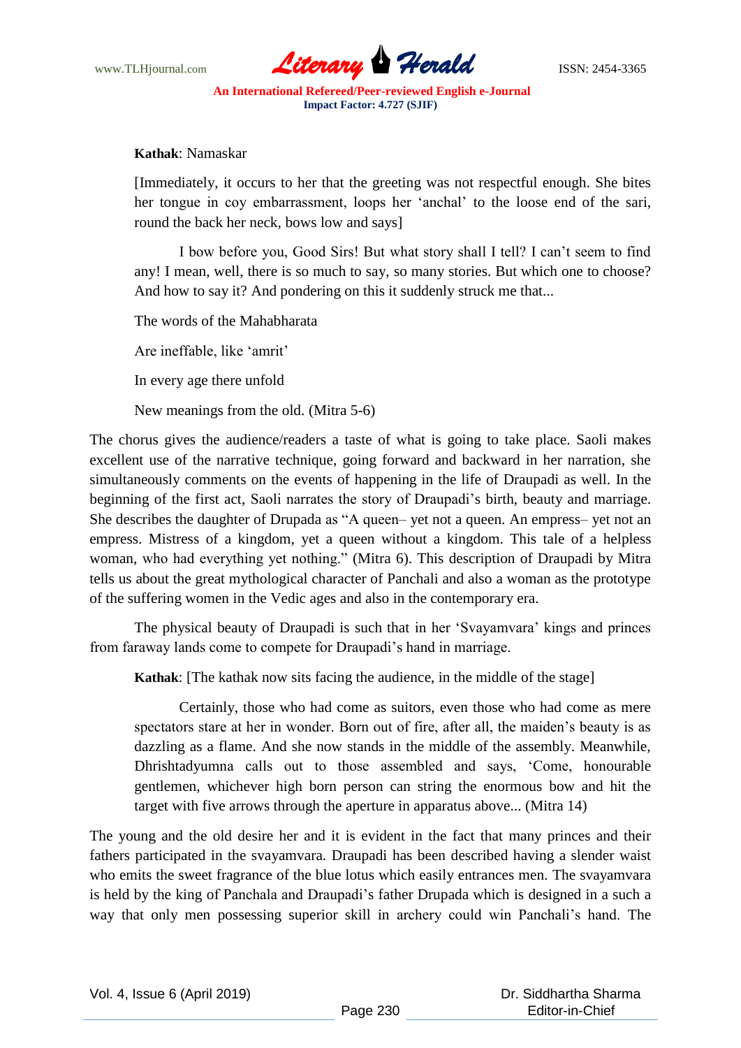**Kathak**: Namaskar

[Immediately, it occurs to her that the greeting was not respectful enough. She bites her tongue in coy embarrassment, loops her 'anchal' to the loose end of the sari, round the back her neck, bows low and says]

I bow before you, Good Sirs! But what story shall I tell? I can't seem to find any! I mean, well, there is so much to say, so many stories. But which one to choose? And how to say it? And pondering on this it suddenly struck me that...

The words of the Mahabharata

Are ineffable, like 'amrit'

In every age there unfold

New meanings from the old. (Mitra 5-6)

The chorus gives the audience/readers a taste of what is going to take place. Saoli makes excellent use of the narrative technique, going forward and backward in her narration, she simultaneously comments on the events of happening in the life of Draupadi as well. In the beginning of the first act, Saoli narrates the story of Draupadi's birth, beauty and marriage. She describes the daughter of Drupada as "A queen– yet not a queen. An empress– yet not an empress. Mistress of a kingdom, yet a queen without a kingdom. This tale of a helpless woman, who had everything yet nothing." (Mitra 6). This description of Draupadi by Mitra tells us about the great mythological character of Panchali and also a woman as the prototype of the suffering women in the Vedic ages and also in the contemporary era.

The physical beauty of Draupadi is such that in her 'Svayamvara' kings and princes from faraway lands come to compete for Draupadi's hand in marriage.

**Kathak**: [The kathak now sits facing the audience, in the middle of the stage]

Certainly, those who had come as suitors, even those who had come as mere spectators stare at her in wonder. Born out of fire, after all, the maiden's beauty is as dazzling as a flame. And she now stands in the middle of the assembly. Meanwhile, Dhrishtadyumna calls out to those assembled and says, 'Come, honourable gentlemen, whichever high born person can string the enormous bow and hit the target with five arrows through the aperture in apparatus above... (Mitra 14)

The young and the old desire her and it is evident in the fact that many princes and their fathers participated in the svayamvara. Draupadi has been described having a slender waist who emits the sweet fragrance of the blue lotus which easily entrances men. The svayamvara is held by the king of Panchala and Draupadi's father Drupada which is designed in a such a way that only men possessing superior skill in archery could win Panchali's hand. The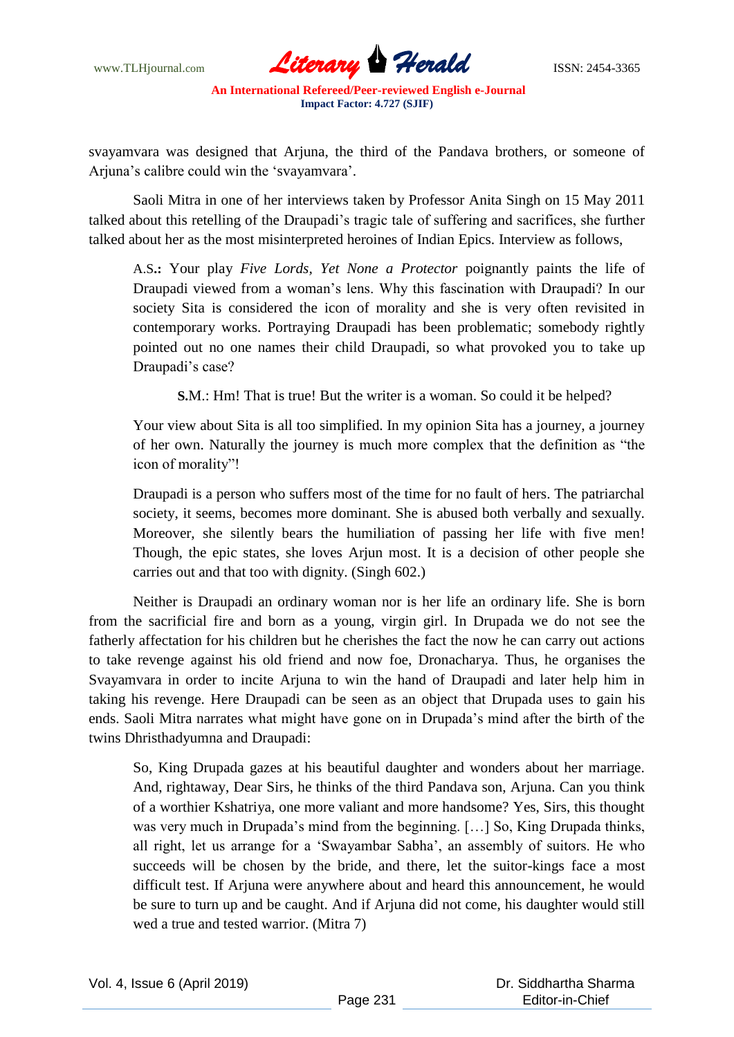svayamvara was designed that Arjuna, the third of the Pandava brothers, or someone of Arjuna's calibre could win the 'svayamvara'.

Saoli Mitra in one of her interviews taken by Professor Anita Singh on 15 May 2011 talked about this retelling of the Draupadi's tragic tale of suffering and sacrifices, she further talked about her as the most misinterpreted heroines of Indian Epics. Interview as follows,

> A.S.**:** Your play *Five Lords, Yet None a Protector* poignantly paints the life of Draupadi viewed from a woman's lens. Why this fascination with Draupadi? In our society Sita is considered the icon of morality and she is very often revisited in contemporary works. Portraying Draupadi has been problematic; somebody rightly pointed out no one names their child Draupadi, so what provoked you to take up Draupadi's case?
>
> **S.**M.: Hm! That is true! But the writer is a woman. So could it be helped?
>
> Your view about Sita is all too simplified. In my opinion Sita has a journey, a journey of her own. Naturally the journey is much more complex that the definition as "the icon of morality"!
>
> Draupadi is a person who suffers most of the time for no fault of hers. The patriarchal society, it seems, becomes more dominant. She is abused both verbally and sexually. Moreover, she silently bears the humiliation of passing her life with five men! Though, the epic states, she loves Arjun most. It is a decision of other people she carries out and that too with dignity. (Singh 602.)

Neither is Draupadi an ordinary woman nor is her life an ordinary life. She is born from the sacrificial fire and born as a young, virgin girl. In Drupada we do not see the fatherly affectation for his children but he cherishes the fact the now he can carry out actions to take revenge against his old friend and now foe, Dronacharya. Thus, he organises the Svayamvara in order to incite Arjuna to win the hand of Draupadi and later help him in taking his revenge. Here Draupadi can be seen as an object that Drupada uses to gain his ends. Saoli Mitra narrates what might have gone on in Drupada's mind after the birth of the twins Dhristhadyumna and Draupadi:

> So, King Drupada gazes at his beautiful daughter and wonders about her marriage. And, rightaway, Dear Sirs, he thinks of the third Pandava son, Arjuna. Can you think of a worthier Kshatriya, one more valiant and more handsome? Yes, Sirs, this thought was very much in Drupada's mind from the beginning. […] So, King Drupada thinks, all right, let us arrange for a 'Swayambar Sabha', an assembly of suitors. He who succeeds will be chosen by the bride, and there, let the suitor-kings face a most difficult test. If Arjuna were anywhere about and heard this announcement, he would be sure to turn up and be caught. And if Arjuna did not come, his daughter would still wed a true and tested warrior. (Mitra 7)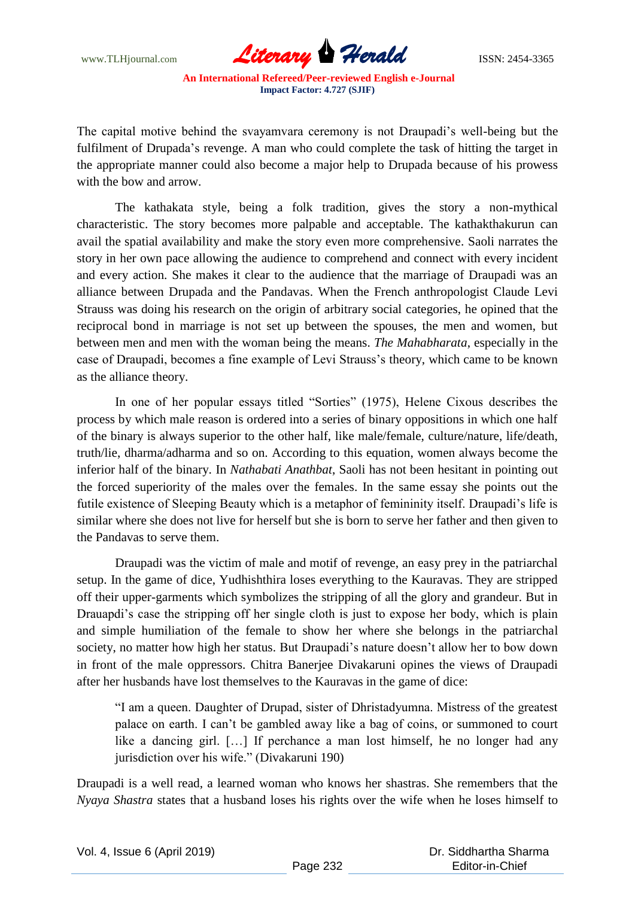The capital motive behind the svayamvara ceremony is not Draupadi's well-being but the fulfilment of Drupada's revenge. A man who could complete the task of hitting the target in the appropriate manner could also become a major help to Drupada because of his prowess with the bow and arrow.

The kathakata style, being a folk tradition, gives the story a non-mythical characteristic. The story becomes more palpable and acceptable. The kathakthakurun can avail the spatial availability and make the story even more comprehensive. Saoli narrates the story in her own pace allowing the audience to comprehend and connect with every incident and every action. She makes it clear to the audience that the marriage of Draupadi was an alliance between Drupada and the Pandavas. When the French anthropologist Claude Levi Strauss was doing his research on the origin of arbitrary social categories, he opined that the reciprocal bond in marriage is not set up between the spouses, the men and women, but between men and men with the woman being the means. *The Mahabharata*, especially in the case of Draupadi, becomes a fine example of Levi Strauss's theory, which came to be known as the alliance theory.

In one of her popular essays titled "Sorties" (1975), Helene Cixous describes the process by which male reason is ordered into a series of binary oppositions in which one half of the binary is always superior to the other half, like male/female, culture/nature, life/death, truth/lie, dharma/adharma and so on. According to this equation, women always become the inferior half of the binary. In *Nathabati Anathbat*, Saoli has not been hesitant in pointing out the forced superiority of the males over the females. In the same essay she points out the futile existence of Sleeping Beauty which is a metaphor of femininity itself. Draupadi's life is similar where she does not live for herself but she is born to serve her father and then given to the Pandavas to serve them.

Draupadi was the victim of male and motif of revenge, an easy prey in the patriarchal setup. In the game of dice, Yudhishthira loses everything to the Kauravas. They are stripped off their upper-garments which symbolizes the stripping of all the glory and grandeur. But in Drauapdi's case the stripping off her single cloth is just to expose her body, which is plain and simple humiliation of the female to show her where she belongs in the patriarchal society, no matter how high her status. But Draupadi's nature doesn't allow her to bow down in front of the male oppressors. Chitra Banerjee Divakaruni opines the views of Draupadi after her husbands have lost themselves to the Kauravas in the game of dice:

> "I am a queen. Daughter of Drupad, sister of Dhristadyumna. Mistress of the greatest palace on earth. I can't be gambled away like a bag of coins, or summoned to court like a dancing girl. […] If perchance a man lost himself, he no longer had any jurisdiction over his wife." (Divakaruni 190)

Draupadi is a well read, a learned woman who knows her shastras. She remembers that the *Nyaya Shastra* states that a husband loses his rights over the wife when he loses himself to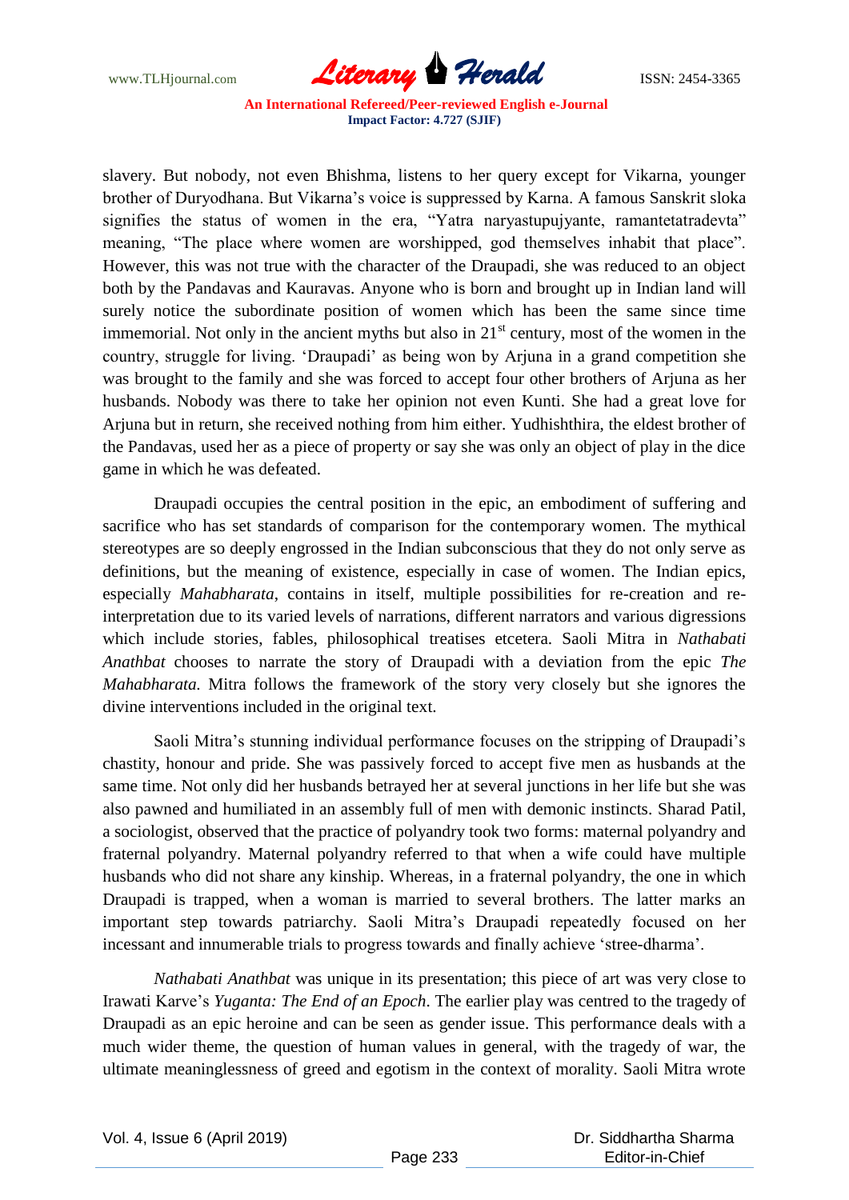slavery. But nobody, not even Bhishma, listens to her query except for Vikarna, younger brother of Duryodhana. But Vikarna's voice is suppressed by Karna. A famous Sanskrit sloka signifies the status of women in the era, "Yatra naryastupujyante, ramantetatradevta" meaning, "The place where women are worshipped, god themselves inhabit that place". However, this was not true with the character of the Draupadi, she was reduced to an object both by the Pandavas and Kauravas. Anyone who is born and brought up in Indian land will surely notice the subordinate position of women which has been the same since time immemorial. Not only in the ancient myths but also in 21st century, most of the women in the country, struggle for living. 'Draupadi' as being won by Arjuna in a grand competition she was brought to the family and she was forced to accept four other brothers of Arjuna as her husbands. Nobody was there to take her opinion not even Kunti. She had a great love for Arjuna but in return, she received nothing from him either. Yudhishthira, the eldest brother of the Pandavas, used her as a piece of property or say she was only an object of play in the dice game in which he was defeated.

Draupadi occupies the central position in the epic, an embodiment of suffering and sacrifice who has set standards of comparison for the contemporary women. The mythical stereotypes are so deeply engrossed in the Indian subconscious that they do not only serve as definitions, but the meaning of existence, especially in case of women. The Indian epics, especially *Mahabharata*, contains in itself, multiple possibilities for re-creation and re-interpretation due to its varied levels of narrations, different narrators and various digressions which include stories, fables, philosophical treatises etcetera. Saoli Mitra in *Nathabati Anathbat* chooses to narrate the story of Draupadi with a deviation from the epic *The Mahabharata.* Mitra follows the framework of the story very closely but she ignores the divine interventions included in the original text.

Saoli Mitra's stunning individual performance focuses on the stripping of Draupadi's chastity, honour and pride. She was passively forced to accept five men as husbands at the same time. Not only did her husbands betrayed her at several junctions in her life but she was also pawned and humiliated in an assembly full of men with demonic instincts. Sharad Patil, a sociologist, observed that the practice of polyandry took two forms: maternal polyandry and fraternal polyandry. Maternal polyandry referred to that when a wife could have multiple husbands who did not share any kinship. Whereas, in a fraternal polyandry, the one in which Draupadi is trapped, when a woman is married to several brothers. The latter marks an important step towards patriarchy. Saoli Mitra's Draupadi repeatedly focused on her incessant and innumerable trials to progress towards and finally achieve 'stree-dharma'.

*Nathabati Anathbat* was unique in its presentation; this piece of art was very close to Irawati Karve's *Yuganta: The End of an Epoch*. The earlier play was centred to the tragedy of Draupadi as an epic heroine and can be seen as gender issue. This performance deals with a much wider theme, the question of human values in general, with the tragedy of war, the ultimate meaninglessness of greed and egotism in the context of morality. Saoli Mitra wrote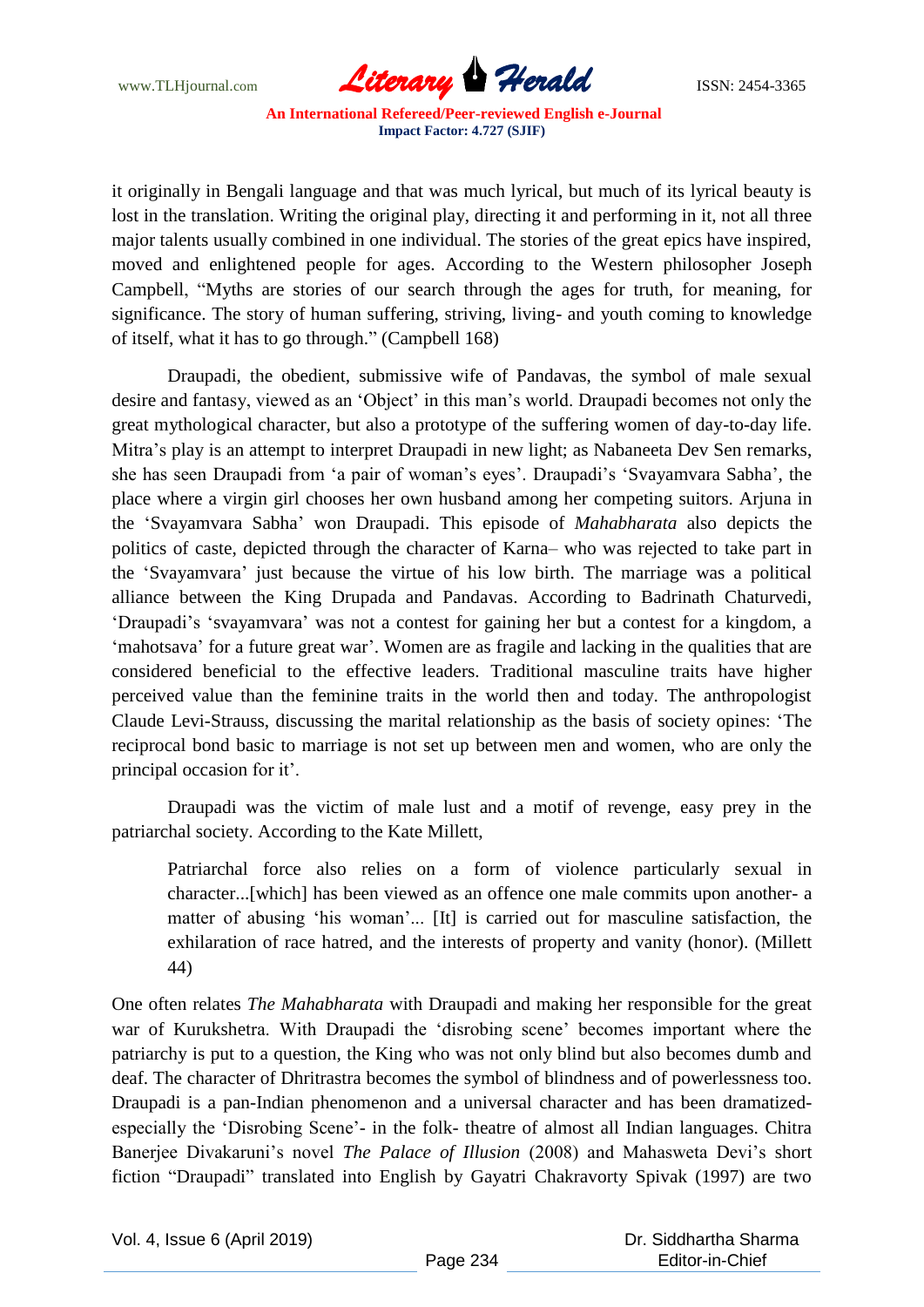it originally in Bengali language and that was much lyrical, but much of its lyrical beauty is lost in the translation. Writing the original play, directing it and performing in it, not all three major talents usually combined in one individual. The stories of the great epics have inspired, moved and enlightened people for ages. According to the Western philosopher Joseph Campbell, "Myths are stories of our search through the ages for truth, for meaning, for significance. The story of human suffering, striving, living- and youth coming to knowledge of itself, what it has to go through." (Campbell 168)

Draupadi, the obedient, submissive wife of Pandavas, the symbol of male sexual desire and fantasy, viewed as an 'Object' in this man's world. Draupadi becomes not only the great mythological character, but also a prototype of the suffering women of day-to-day life. Mitra's play is an attempt to interpret Draupadi in new light; as Nabaneeta Dev Sen remarks, she has seen Draupadi from 'a pair of woman's eyes'. Draupadi's 'Svayamvara Sabha', the place where a virgin girl chooses her own husband among her competing suitors. Arjuna in the 'Svayamvara Sabha' won Draupadi. This episode of *Mahabharata* also depicts the politics of caste, depicted through the character of Karna– who was rejected to take part in the 'Svayamvara' just because the virtue of his low birth. The marriage was a political alliance between the King Drupada and Pandavas. According to Badrinath Chaturvedi, 'Draupadi's 'svayamvara' was not a contest for gaining her but a contest for a kingdom, a 'mahotsava' for a future great war'. Women are as fragile and lacking in the qualities that are considered beneficial to the effective leaders. Traditional masculine traits have higher perceived value than the feminine traits in the world then and today. The anthropologist Claude Levi-Strauss, discussing the marital relationship as the basis of society opines: 'The reciprocal bond basic to marriage is not set up between men and women, who are only the principal occasion for it'.

Draupadi was the victim of male lust and a motif of revenge, easy prey in the patriarchal society. According to the Kate Millett,

> Patriarchal force also relies on a form of violence particularly sexual in character...[which] has been viewed as an offence one male commits upon another- a matter of abusing 'his woman'... [It] is carried out for masculine satisfaction, the exhilaration of race hatred, and the interests of property and vanity (honor). (Millett 44)

One often relates *The Mahabharata* with Draupadi and making her responsible for the great war of Kurukshetra. With Draupadi the 'disrobing scene' becomes important where the patriarchy is put to a question, the King who was not only blind but also becomes dumb and deaf. The character of Dhritrastra becomes the symbol of blindness and of powerlessness too. Draupadi is a pan-Indian phenomenon and a universal character and has been dramatized- especially the 'Disrobing Scene'- in the folk- theatre of almost all Indian languages. Chitra Banerjee Divakaruni's novel *The Palace of Illusion* (2008) and Mahasweta Devi's short fiction "Draupadi" translated into English by Gayatri Chakravorty Spivak (1997) are two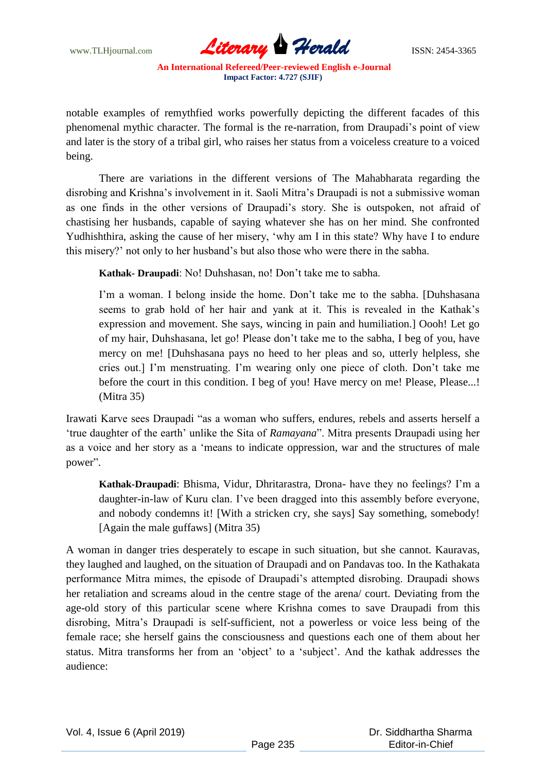notable examples of remythfied works powerfully depicting the different facades of this phenomenal mythic character. The formal is the re-narration, from Draupadi's point of view and later is the story of a tribal girl, who raises her status from a voiceless creature to a voiced being.

There are variations in the different versions of The Mahabharata regarding the disrobing and Krishna's involvement in it. Saoli Mitra's Draupadi is not a submissive woman as one finds in the other versions of Draupadi's story. She is outspoken, not afraid of chastising her husbands, capable of saying whatever she has on her mind. She confronted Yudhishthira, asking the cause of her misery, 'why am I in this state? Why have I to endure this misery?' not only to her husband's but also those who were there in the sabha.

> **Kathak- Draupadi**: No! Duhshasan, no! Don't take me to sabha.
>
> I'm a woman. I belong inside the home. Don't take me to the sabha. [Duhshasana seems to grab hold of her hair and yank at it. This is revealed in the Kathak's expression and movement. She says, wincing in pain and humiliation.] Oooh! Let go of my hair, Duhshasana, let go! Please don't take me to the sabha, I beg of you, have mercy on me! [Duhshasana pays no heed to her pleas and so, utterly helpless, she cries out.] I'm menstruating. I'm wearing only one piece of cloth. Don't take me before the court in this condition. I beg of you! Have mercy on me! Please, Please...! (Mitra 35)

Irawati Karve sees Draupadi "as a woman who suffers, endures, rebels and asserts herself a 'true daughter of the earth' unlike the Sita of *Ramayana*". Mitra presents Draupadi using her as a voice and her story as a 'means to indicate oppression, war and the structures of male power".

> **Kathak-Draupadi**: Bhisma, Vidur, Dhritarastra, Drona- have they no feelings? I'm a daughter-in-law of Kuru clan. I've been dragged into this assembly before everyone, and nobody condemns it! [With a stricken cry, she says] Say something, somebody! [Again the male guffaws] (Mitra 35)

A woman in danger tries desperately to escape in such situation, but she cannot. Kauravas, they laughed and laughed, on the situation of Draupadi and on Pandavas too. In the Kathakata performance Mitra mimes, the episode of Draupadi's attempted disrobing. Draupadi shows her retaliation and screams aloud in the centre stage of the arena/ court. Deviating from the age-old story of this particular scene where Krishna comes to save Draupadi from this disrobing, Mitra's Draupadi is self-sufficient, not a powerless or voice less being of the female race; she herself gains the consciousness and questions each one of them about her status. Mitra transforms her from an 'object' to a 'subject'. And the kathak addresses the audience: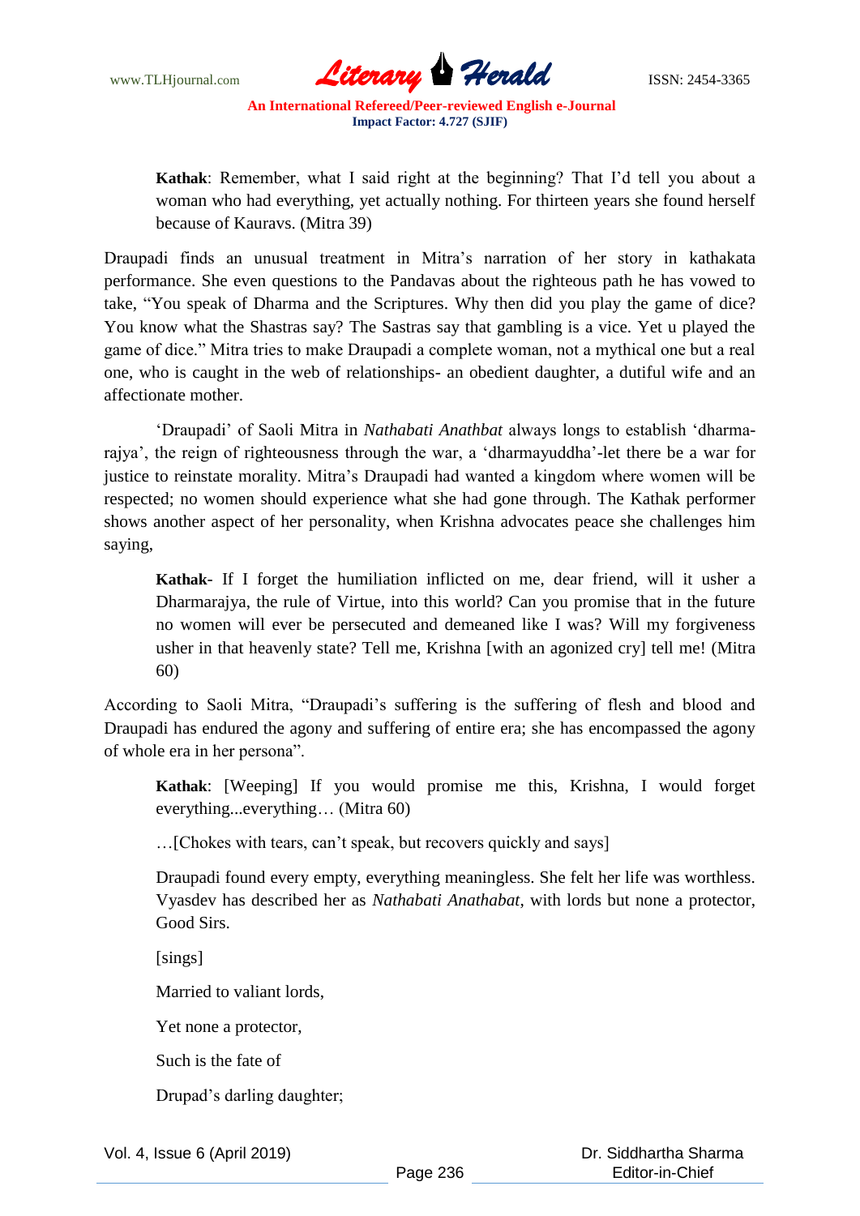> **Kathak**: Remember, what I said right at the beginning? That I'd tell you about a woman who had everything, yet actually nothing. For thirteen years she found herself because of Kauravs. (Mitra 39)

Draupadi finds an unusual treatment in Mitra's narration of her story in kathakata performance. She even questions to the Pandavas about the righteous path he has vowed to take, "You speak of Dharma and the Scriptures. Why then did you play the game of dice? You know what the Shastras say? The Sastras say that gambling is a vice. Yet u played the game of dice." Mitra tries to make Draupadi a complete woman, not a mythical one but a real one, who is caught in the web of relationships- an obedient daughter, a dutiful wife and an affectionate mother.

'Draupadi' of Saoli Mitra in *Nathabati Anathbat* always longs to establish 'dharma-rajya', the reign of righteousness through the war, a 'dharmayuddha'-let there be a war for justice to reinstate morality. Mitra's Draupadi had wanted a kingdom where women will be respected; no women should experience what she had gone through. The Kathak performer shows another aspect of her personality, when Krishna advocates peace she challenges him saying,

> **Kathak**- If I forget the humiliation inflicted on me, dear friend, will it usher a Dharmarajya, the rule of Virtue, into this world? Can you promise that in the future no women will ever be persecuted and demeaned like I was? Will my forgiveness usher in that heavenly state? Tell me, Krishna [with an agonized cry] tell me! (Mitra 60)

According to Saoli Mitra, "Draupadi's suffering is the suffering of flesh and blood and Draupadi has endured the agony and suffering of entire era; she has encompassed the agony of whole era in her persona".

> **Kathak**: [Weeping] If you would promise me this, Krishna, I would forget everything...everything… (Mitra 60)
>
> …[Chokes with tears, can't speak, but recovers quickly and says]
>
> Draupadi found every empty, everything meaningless. She felt her life was worthless. Vyasdev has described her as *Nathabati Anathabat*, with lords but none a protector, Good Sirs.
>
> [sings]
>
> Married to valiant lords,
>
> Yet none a protector,
>
> Such is the fate of
>
> Drupad's darling daughter;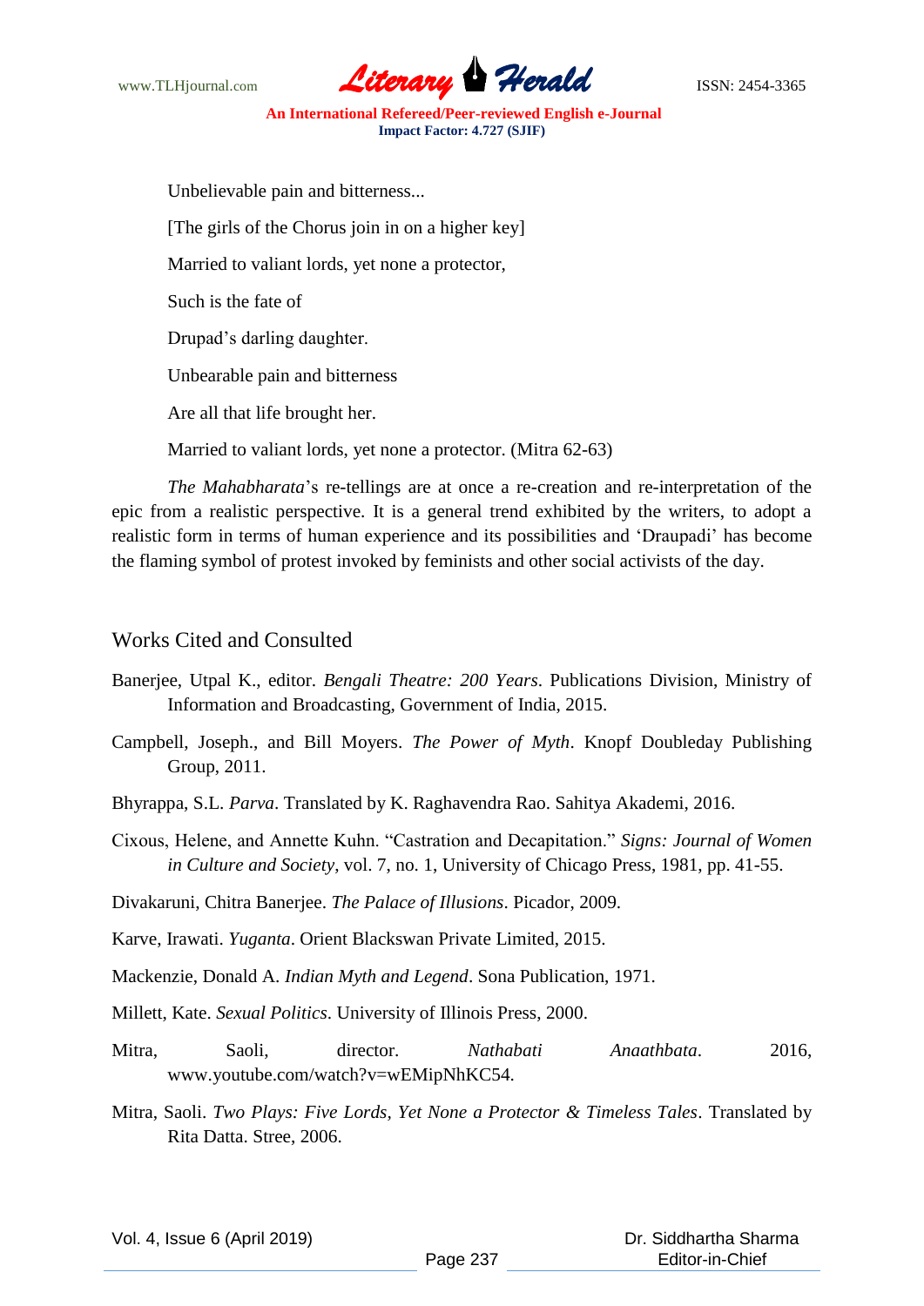Unbelievable pain and bitterness...

[The girls of the Chorus join in on a higher key]

Married to valiant lords, yet none a protector,

Such is the fate of

Drupad's darling daughter.

Unbearable pain and bitterness

Are all that life brought her.

Married to valiant lords, yet none a protector. (Mitra 62-63)

*The Mahabharata*'s re-tellings are at once a re-creation and re-interpretation of the epic from a realistic perspective. It is a general trend exhibited by the writers, to adopt a realistic form in terms of human experience and its possibilities and 'Draupadi' has become the flaming symbol of protest invoked by feminists and other social activists of the day.

## Works Cited and Consulted

Banerjee, Utpal K., editor. *Bengali Theatre: 200 Years*. Publications Division, Ministry of Information and Broadcasting, Government of India, 2015.

Campbell, Joseph., and Bill Moyers. *The Power of Myth*. Knopf Doubleday Publishing Group, 2011.

Bhyrappa, S.L. *Parva*. Translated by K. Raghavendra Rao. Sahitya Akademi, 2016.

Cixous, Helene, and Annette Kuhn. "Castration and Decapitation." *Signs: Journal of Women in Culture and Society*, vol. 7, no. 1, University of Chicago Press, 1981, pp. 41-55.

Divakaruni, Chitra Banerjee. *The Palace of Illusions*. Picador, 2009.

Karve, Irawati. *Yuganta*. Orient Blackswan Private Limited, 2015.

Mackenzie, Donald A. *Indian Myth and Legend*. Sona Publication, 1971.

Millett, Kate. *Sexual Politics*. University of Illinois Press, 2000.

Mitra, Saoli, director. *Nathabati Anaathbata*. 2016, www.youtube.com/watch?v=wEMipNhKC54.

Mitra, Saoli. *Two Plays: Five Lords, Yet None a Protector & Timeless Tales*. Translated by Rita Datta. Stree, 2006.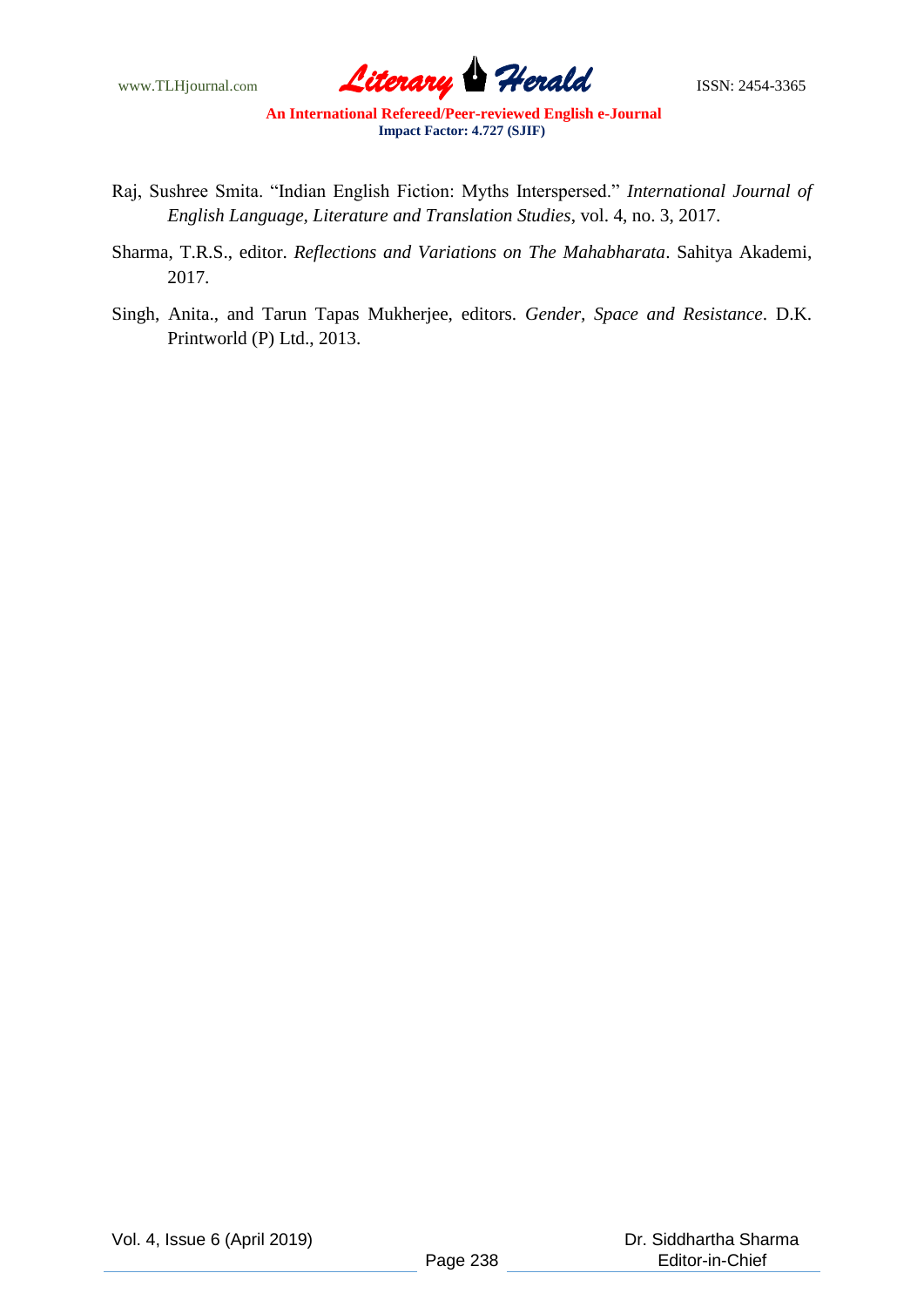Raj, Sushree Smita. "Indian English Fiction: Myths Interspersed." *International Journal of English Language, Literature and Translation Studies*, vol. 4, no. 3, 2017.

Sharma, T.R.S., editor. *Reflections and Variations on The Mahabharata*. Sahitya Akademi, 2017.

Singh, Anita., and Tarun Tapas Mukherjee, editors. *Gender, Space and Resistance*. D.K. Printworld (P) Ltd., 2013.